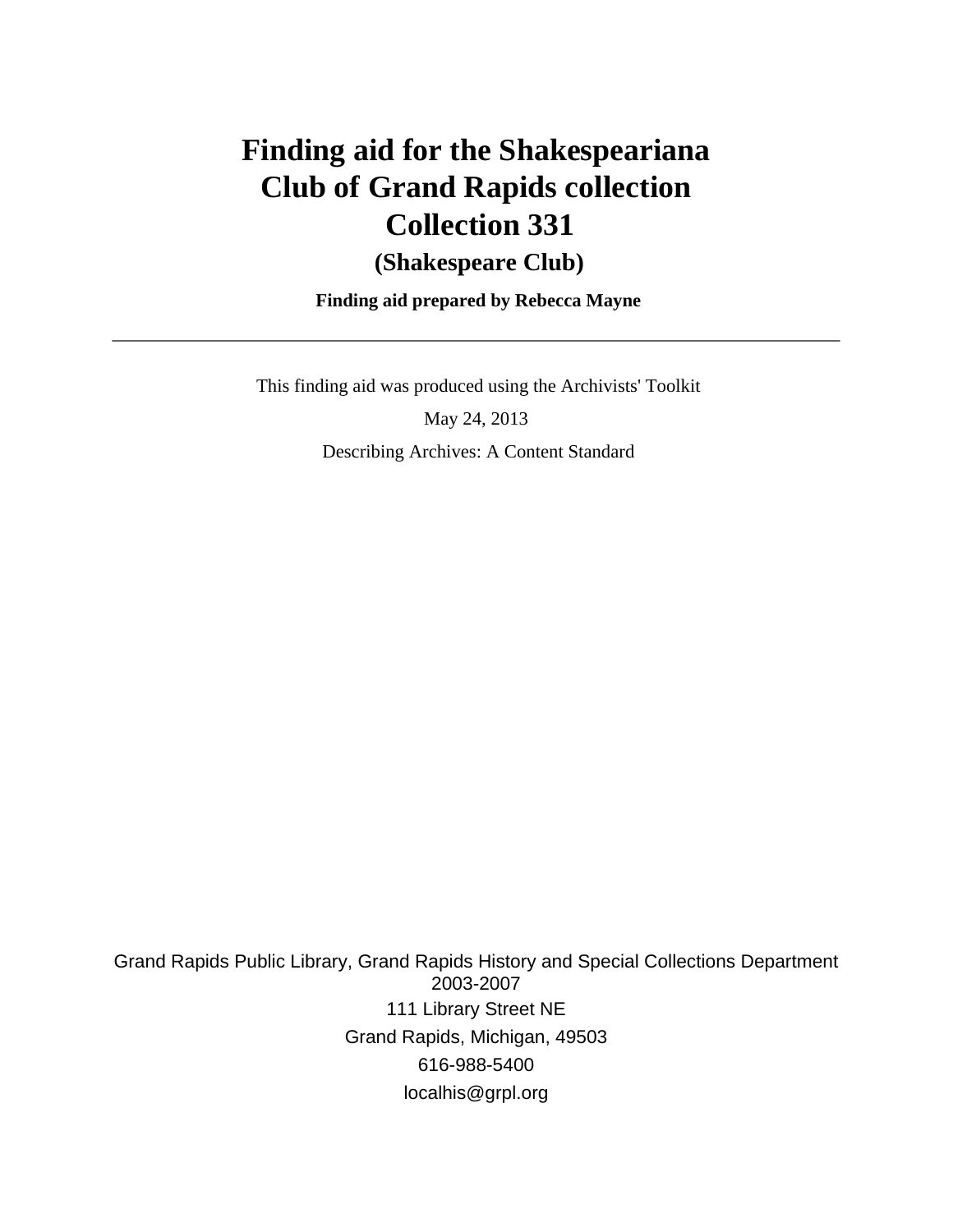# Finding aid for the Shakespeariana Club of Grand Rapids collection Collection 331

## (Shakespeare Club)

**Finding aid prepared by Rebecca Mayne**

---

This finding aid was produced using the Archivists' Toolkit

May 24, 2013

Describing Archives: A Content Standard

Grand Rapids Public Library, Grand Rapids History and Special Collections Department
2003-2007

111 Library Street NE

Grand Rapids, Michigan, 49503

616-988-5400

localhis@grpl.org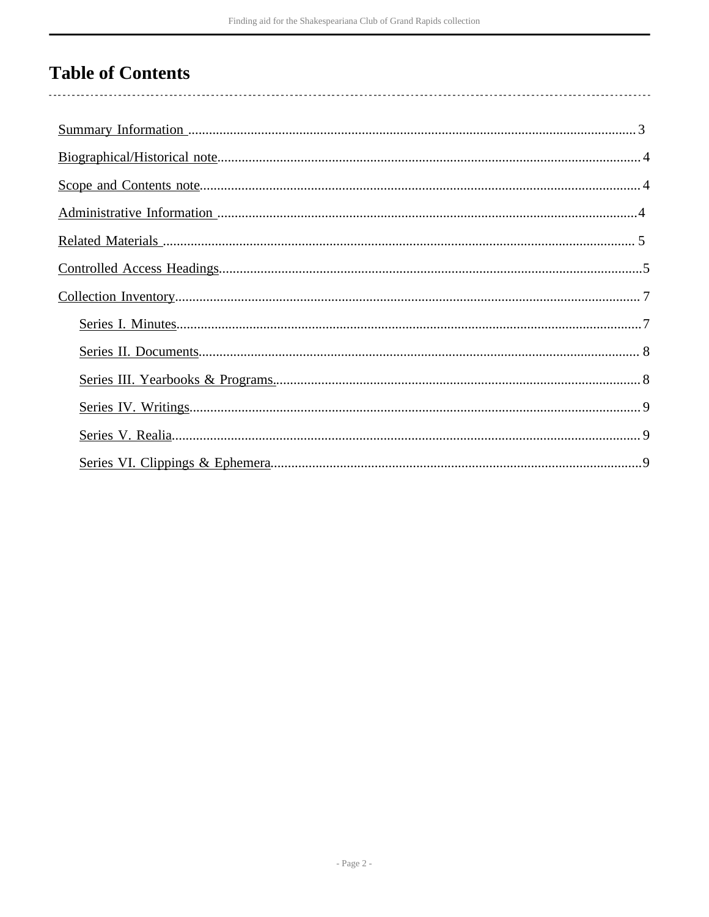# Table of Contents

- Summary Information ............................................................ 3
- Biographical/Historical note ............................................................ 4
- Scope and Contents note ............................................................ 4
- Administrative Information ............................................................ 4
- Related Materials ............................................................ 5
- Controlled Access Headings ............................................................ 5
- Collection Inventory ............................................................ 7
  - Series I. Minutes ............................................................ 7
  - Series II. Documents ............................................................ 8
  - Series III. Yearbooks & Programs ............................................................ 8
  - Series IV. Writings ............................................................ 9
  - Series V. Realia ............................................................ 9
  - Series VI. Clippings & Ephemera ............................................................ 9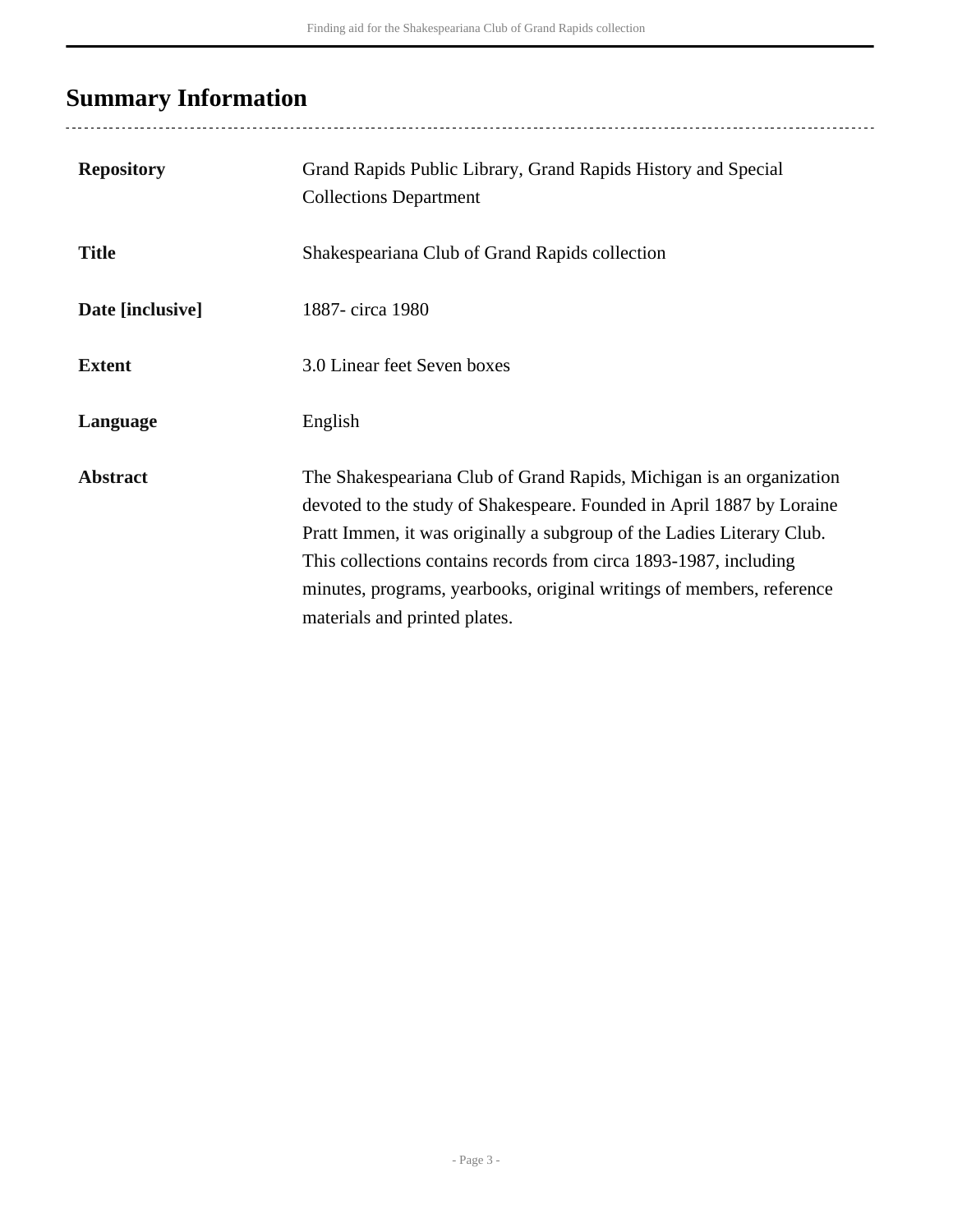## Summary Information

| | |
|---|---|
| **Repository** | Grand Rapids Public Library, Grand Rapids History and Special Collections Department |
| **Title** | Shakespeariana Club of Grand Rapids collection |
| **Date [inclusive]** | 1887- circa 1980 |
| **Extent** | 3.0 Linear feet Seven boxes |
| **Language** | English |
| **Abstract** | The Shakespeariana Club of Grand Rapids, Michigan is an organization devoted to the study of Shakespeare. Founded in April 1887 by Loraine Pratt Immen, it was originally a subgroup of the Ladies Literary Club. This collections contains records from circa 1893-1987, including minutes, programs, yearbooks, original writings of members, reference materials and printed plates. |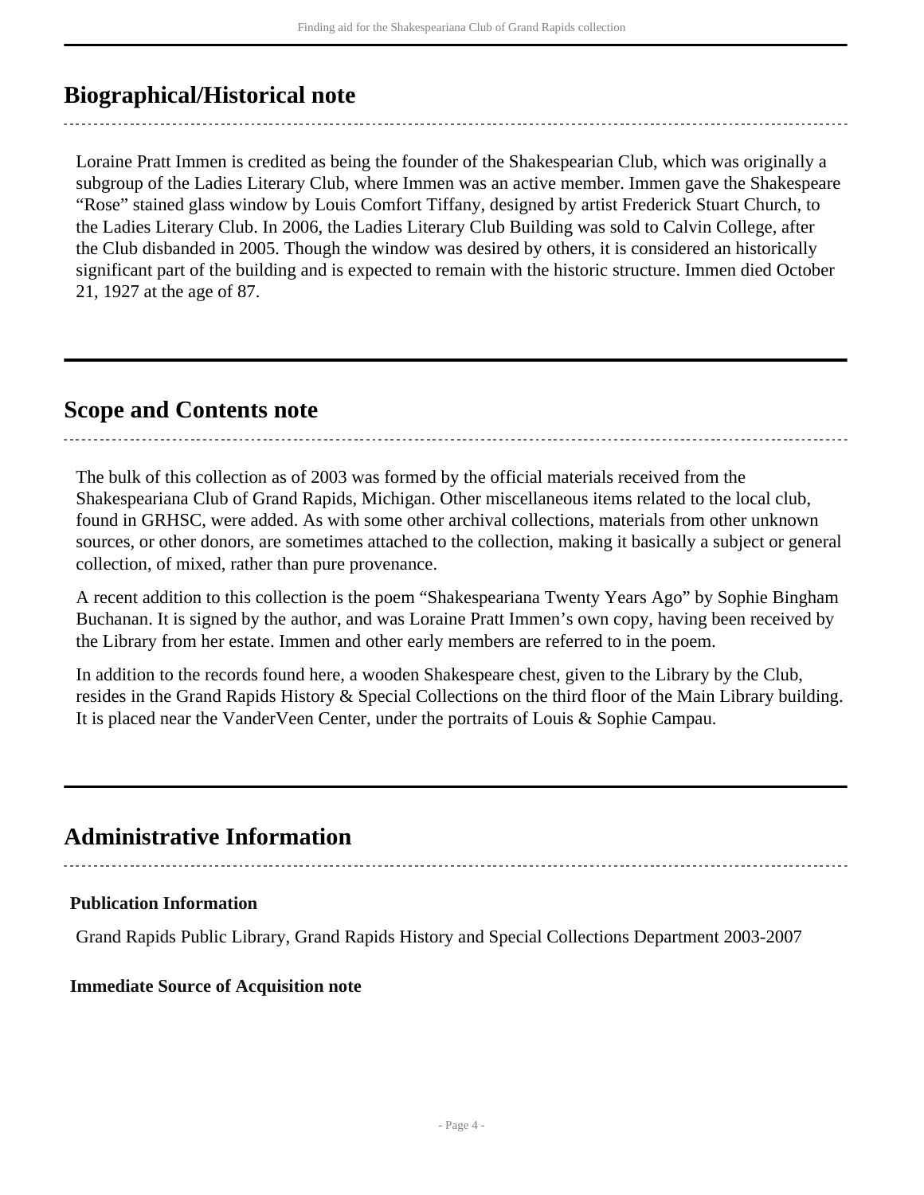## Biographical/Historical note

Loraine Pratt Immen is credited as being the founder of the Shakespearian Club, which was originally a subgroup of the Ladies Literary Club, where Immen was an active member. Immen gave the Shakespeare "Rose" stained glass window by Louis Comfort Tiffany, designed by artist Frederick Stuart Church, to the Ladies Literary Club. In 2006, the Ladies Literary Club Building was sold to Calvin College, after the Club disbanded in 2005. Though the window was desired by others, it is considered an historically significant part of the building and is expected to remain with the historic structure. Immen died October 21, 1927 at the age of 87.

## Scope and Contents note

The bulk of this collection as of 2003 was formed by the official materials received from the Shakespeariana Club of Grand Rapids, Michigan. Other miscellaneous items related to the local club, found in GRHSC, were added. As with some other archival collections, materials from other unknown sources, or other donors, are sometimes attached to the collection, making it basically a subject or general collection, of mixed, rather than pure provenance.

A recent addition to this collection is the poem "Shakespeariana Twenty Years Ago" by Sophie Bingham Buchanan. It is signed by the author, and was Loraine Pratt Immen's own copy, having been received by the Library from her estate. Immen and other early members are referred to in the poem.

In addition to the records found here, a wooden Shakespeare chest, given to the Library by the Club, resides in the Grand Rapids History & Special Collections on the third floor of the Main Library building. It is placed near the VanderVeen Center, under the portraits of Louis & Sophie Campau.

## Administrative Information

### Publication Information

Grand Rapids Public Library, Grand Rapids History and Special Collections Department 2003-2007

### Immediate Source of Acquisition note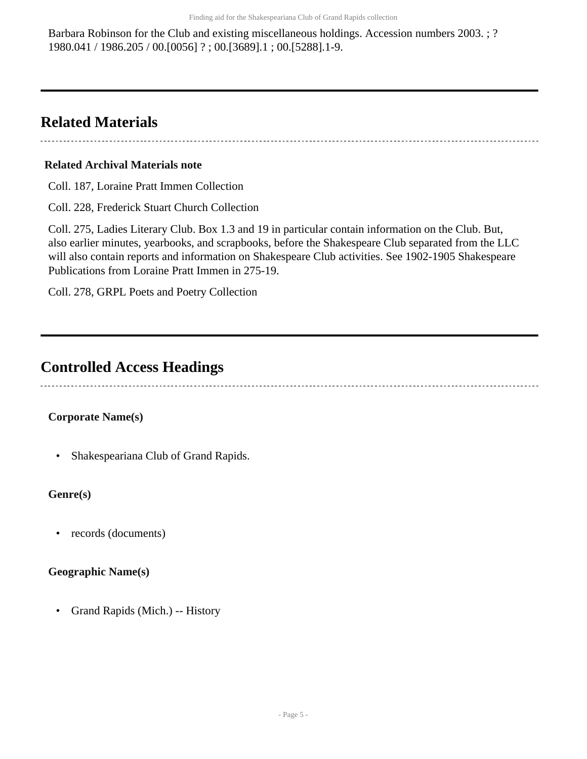Barbara Robinson for the Club and existing miscellaneous holdings. Accession numbers 2003. ; ? 1980.041 / 1986.205 / 00.[0056] ? ; 00.[3689].1 ; 00.[5288].1-9.

## Related Materials

**Related Archival Materials note**

Coll. 187, Loraine Pratt Immen Collection

Coll. 228, Frederick Stuart Church Collection

Coll. 275, Ladies Literary Club. Box 1.3 and 19 in particular contain information on the Club. But, also earlier minutes, yearbooks, and scrapbooks, before the Shakespeare Club separated from the LLC will also contain reports and information on Shakespeare Club activities. See 1902-1905 Shakespeare Publications from Loraine Pratt Immen in 275-19.

Coll. 278, GRPL Poets and Poetry Collection

## Controlled Access Headings

**Corporate Name(s)**

- Shakespeariana Club of Grand Rapids.

**Genre(s)**

- records (documents)

**Geographic Name(s)**

- Grand Rapids (Mich.) -- History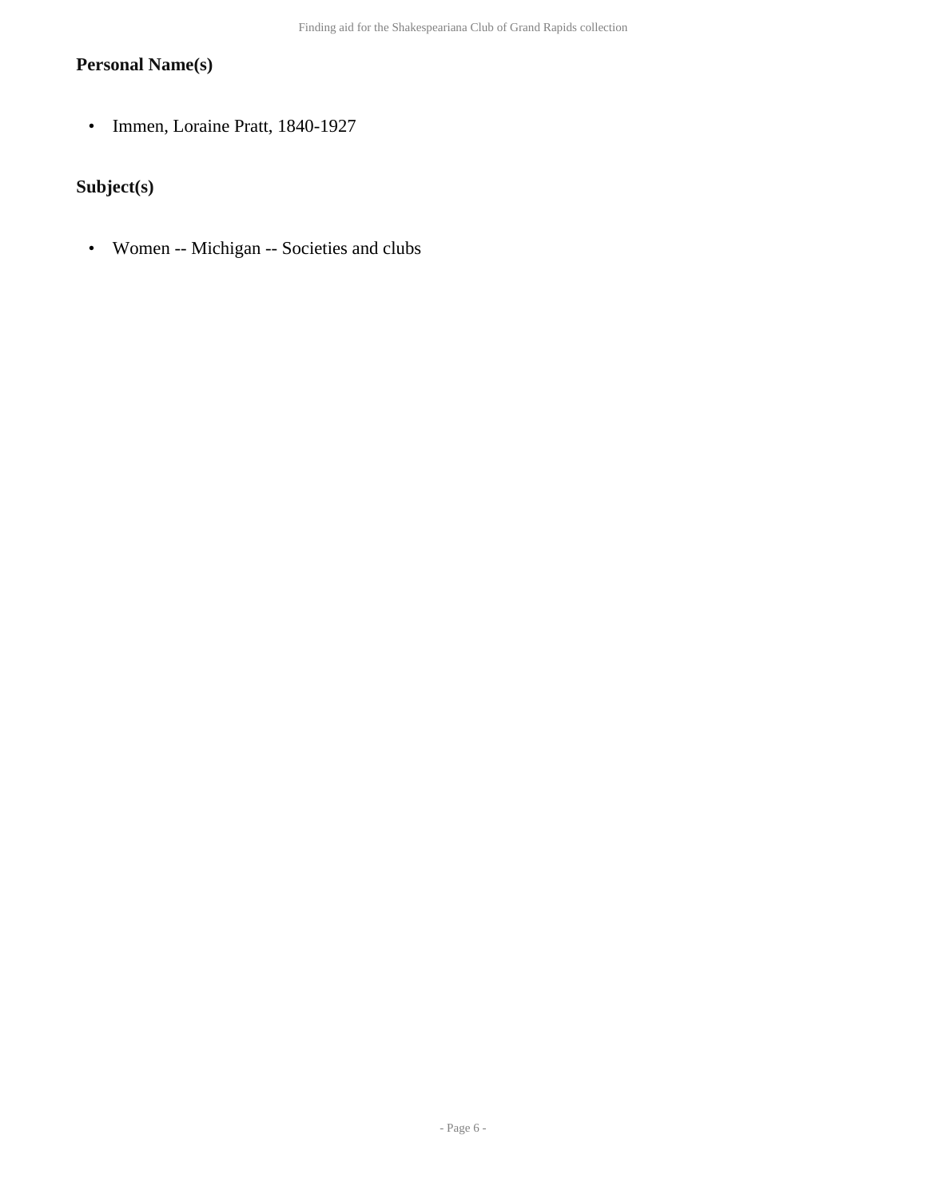### Personal Name(s)

- Immen, Loraine Pratt, 1840-1927

### Subject(s)

- Women -- Michigan -- Societies and clubs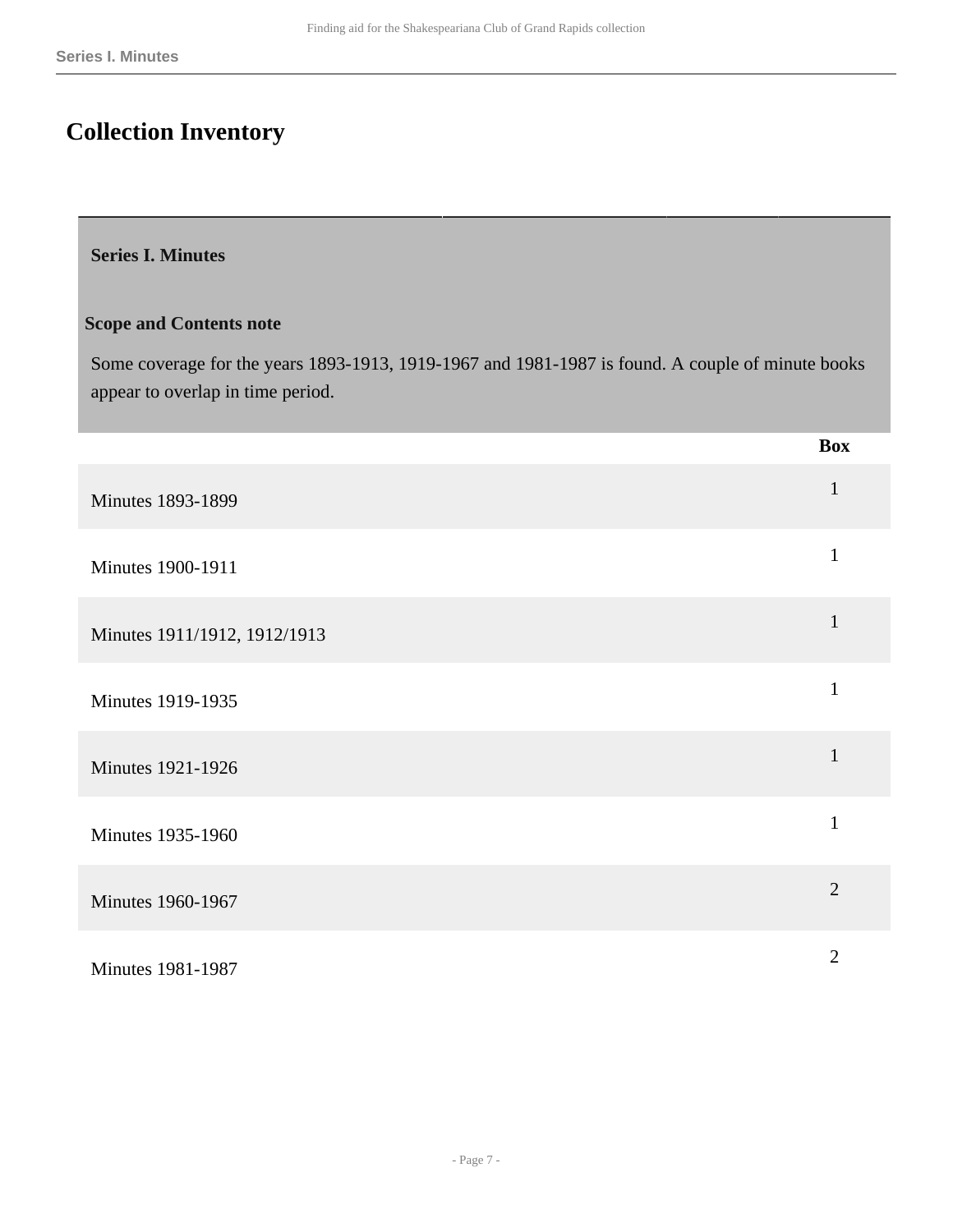# Collection Inventory

## Series I. Minutes

### Scope and Contents note

Some coverage for the years 1893-1913, 1919-1967 and 1981-1987 is found. A couple of minute books appear to overlap in time period.

| | Box |
|---|---|
| Minutes 1893-1899 | 1 |
| Minutes 1900-1911 | 1 |
| Minutes 1911/1912, 1912/1913 | 1 |
| Minutes 1919-1935 | 1 |
| Minutes 1921-1926 | 1 |
| Minutes 1935-1960 | 1 |
| Minutes 1960-1967 | 2 |
| Minutes 1981-1987 | 2 |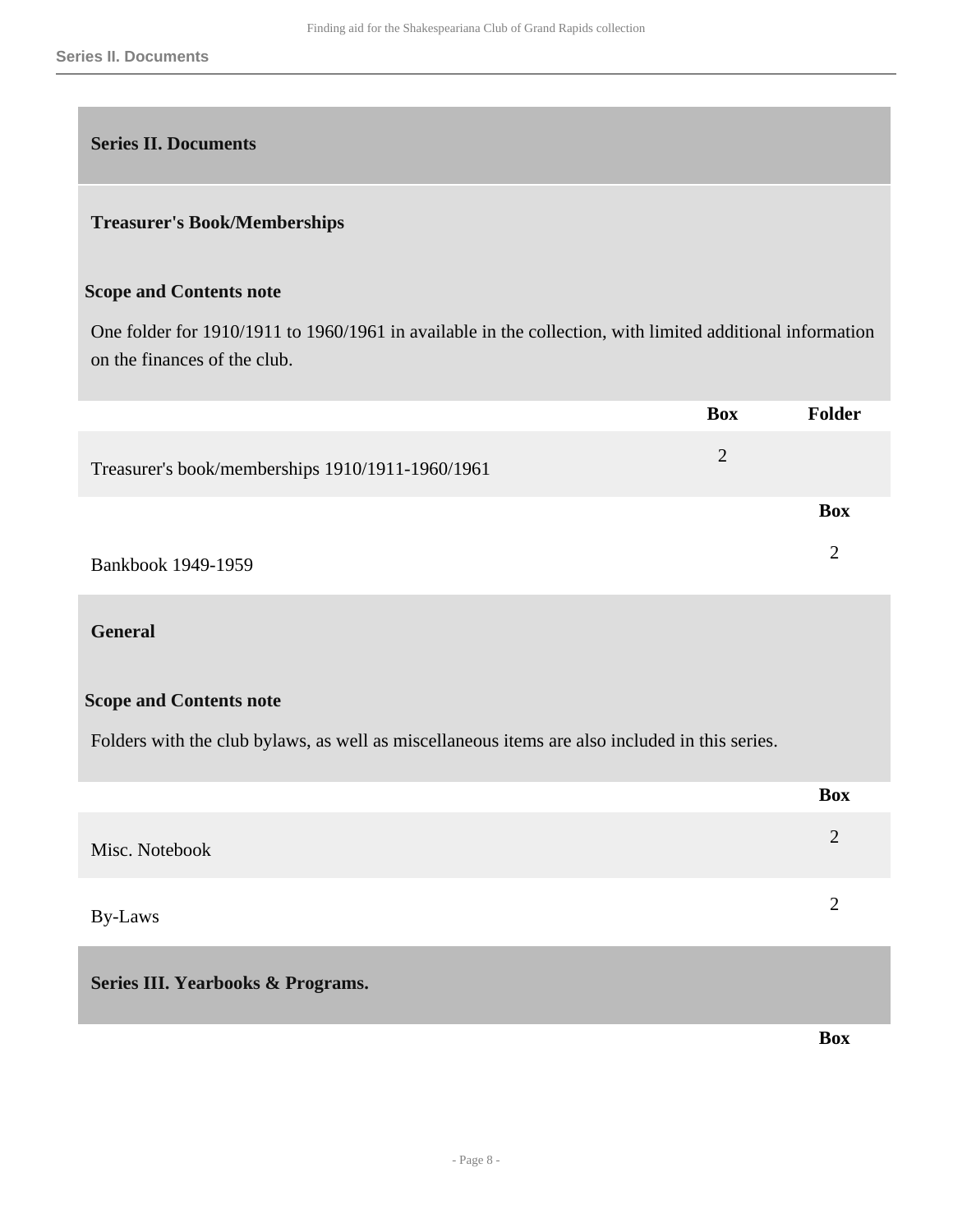## Series II. Documents

### Treasurer's Book/Memberships

**Scope and Contents note**

One folder for 1910/1911 to 1960/1961 in available in the collection, with limited additional information on the finances of the club.

| | Box | Folder |
|---|---|---|
| Treasurer's book/memberships 1910/1911-1960/1961 | 2 | |

| | Box |
|---|---|
| Bankbook 1949-1959 | 2 |

### General

**Scope and Contents note**

Folders with the club bylaws, as well as miscellaneous items are also included in this series.

| | Box |
|---|---|
| Misc. Notebook | 2 |
| By-Laws | 2 |

## Series III. Yearbooks & Programs.

| | Box |
|---|---|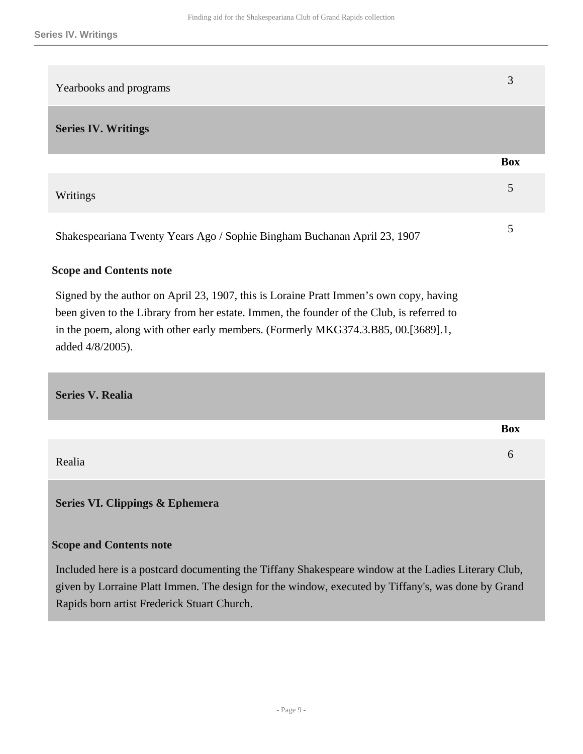| | Box |
| --- | --- |
| Yearbooks and programs | 3 |

## Series IV. Writings

| | Box |
| --- | --- |
| Writings | 5 |
| Shakespeariana Twenty Years Ago / Sophie Bingham Buchanan April 23, 1907 | 5 |

**Scope and Contents note**

Signed by the author on April 23, 1907, this is Loraine Pratt Immen's own copy, having been given to the Library from her estate. Immen, the founder of the Club, is referred to in the poem, along with other early members. (Formerly MKG374.3.B85, 00.[3689].1, added 4/8/2005).

## Series V. Realia

| | Box |
| --- | --- |
| Realia | 6 |

## Series VI. Clippings & Ephemera

**Scope and Contents note**

Included here is a postcard documenting the Tiffany Shakespeare window at the Ladies Literary Club, given by Lorraine Platt Immen. The design for the window, executed by Tiffany's, was done by Grand Rapids born artist Frederick Stuart Church.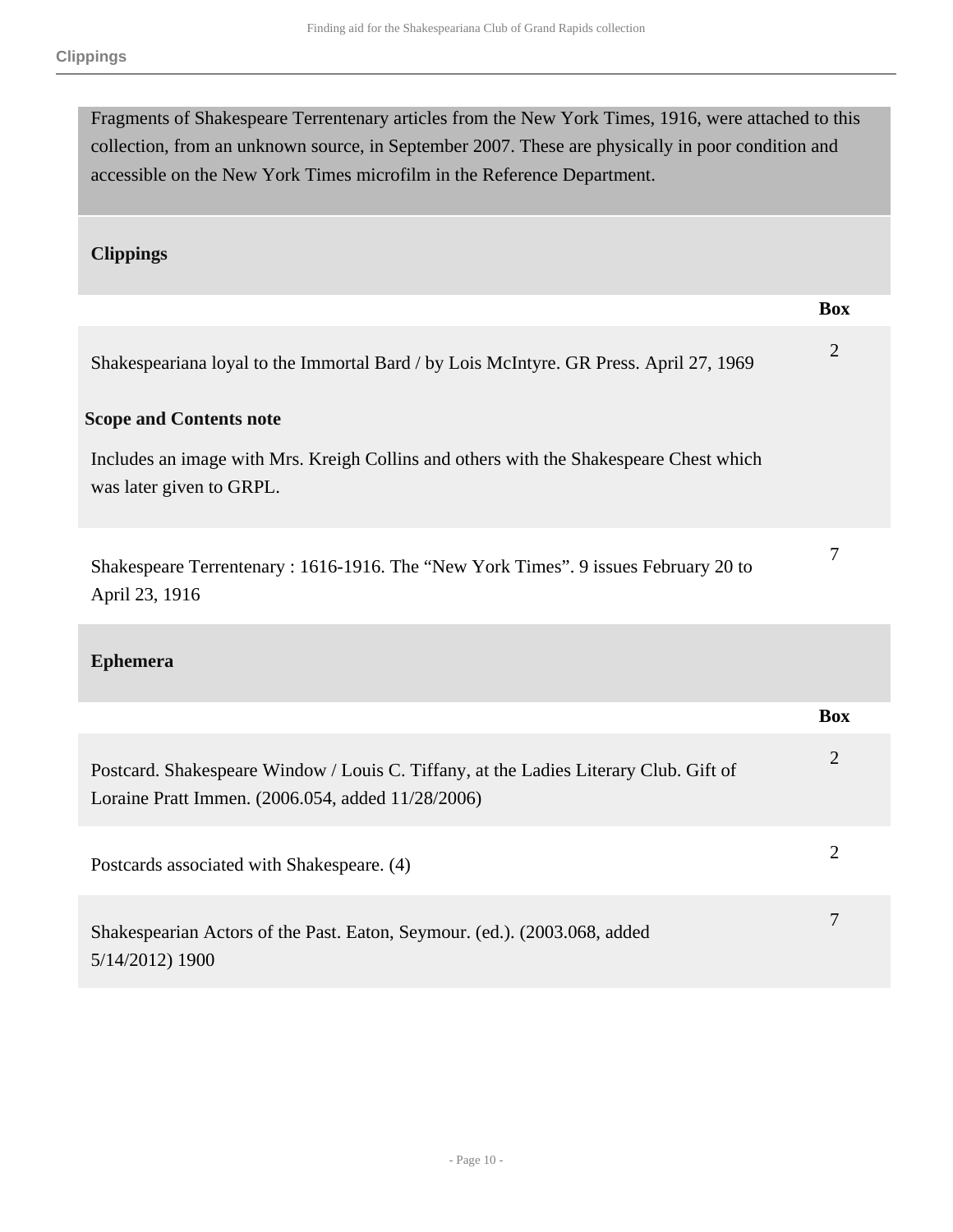Fragments of Shakespeare Terrentenary articles from the New York Times, 1916, were attached to this collection, from an unknown source, in September 2007. These are physically in poor condition and accessible on the New York Times microfilm in the Reference Department.

## Clippings

| | Box |
|---|---|
| Shakespeariana loyal to the Immortal Bard / by Lois McIntyre. GR Press. April 27, 1969 | 2 |

**Scope and Contents note**

Includes an image with Mrs. Kreigh Collins and others with the Shakespeare Chest which was later given to GRPL.

| | Box |
|---|---|
| Shakespeare Terrentenary : 1616-1916. The “New York Times”. 9 issues February 20 to April 23, 1916 | 7 |

## Ephemera

| | Box |
|---|---|
| Postcard. Shakespeare Window / Louis C. Tiffany, at the Ladies Literary Club. Gift of Loraine Pratt Immen. (2006.054, added 11/28/2006) | 2 |
| Postcards associated with Shakespeare. (4) | 2 |
| Shakespearian Actors of the Past. Eaton, Seymour. (ed.). (2003.068, added 5/14/2012) 1900 | 7 |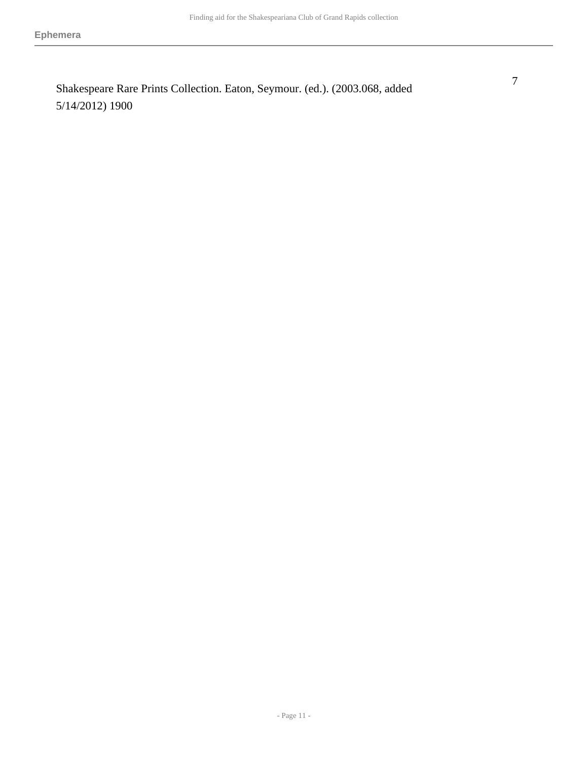Shakespeare Rare Prints Collection. Eaton, Seymour. (ed.). (2003.068, added 5/14/2012) 1900

7